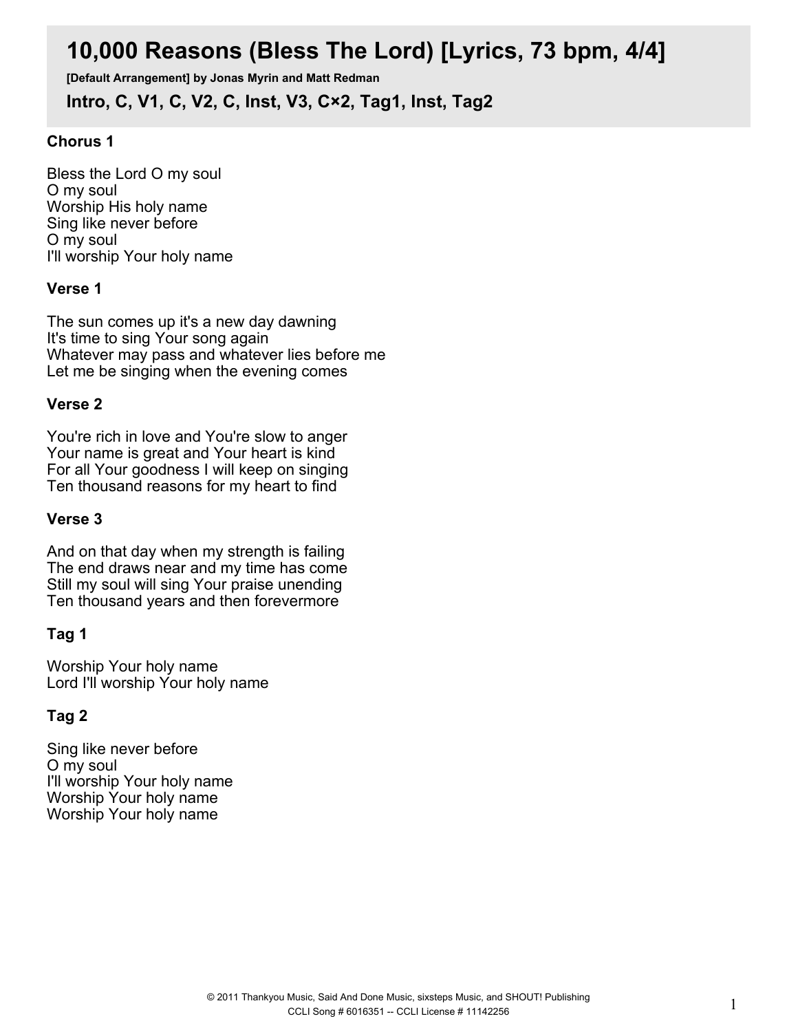# 10,000 Reasons (Bless The Lord) [Lyrics, 73 bpm, 4/4]

**[Default Arrangement] by Jonas Myrin and Matt Redman**

## Intro, C, V1, C, V2, C, Inst, V3, C×2, Tag1, Inst, Tag2

### Chorus 1

Bless the Lord O my soul
O my soul
Worship His holy name
Sing like never before
O my soul
I'll worship Your holy name

### Verse 1

The sun comes up it's a new day dawning
It's time to sing Your song again
Whatever may pass and whatever lies before me
Let me be singing when the evening comes

### Verse 2

You're rich in love and You're slow to anger
Your name is great and Your heart is kind
For all Your goodness I will keep on singing
Ten thousand reasons for my heart to find

### Verse 3

And on that day when my strength is failing
The end draws near and my time has come
Still my soul will sing Your praise unending
Ten thousand years and then forevermore

### Tag 1

Worship Your holy name
Lord I'll worship Your holy name

### Tag 2

Sing like never before
O my soul
I'll worship Your holy name
Worship Your holy name
Worship Your holy name

© 2011 Thankyou Music, Said And Done Music, sixsteps Music, and SHOUT! Publishing
CCLI Song # 6016351 -- CCLI License # 11142256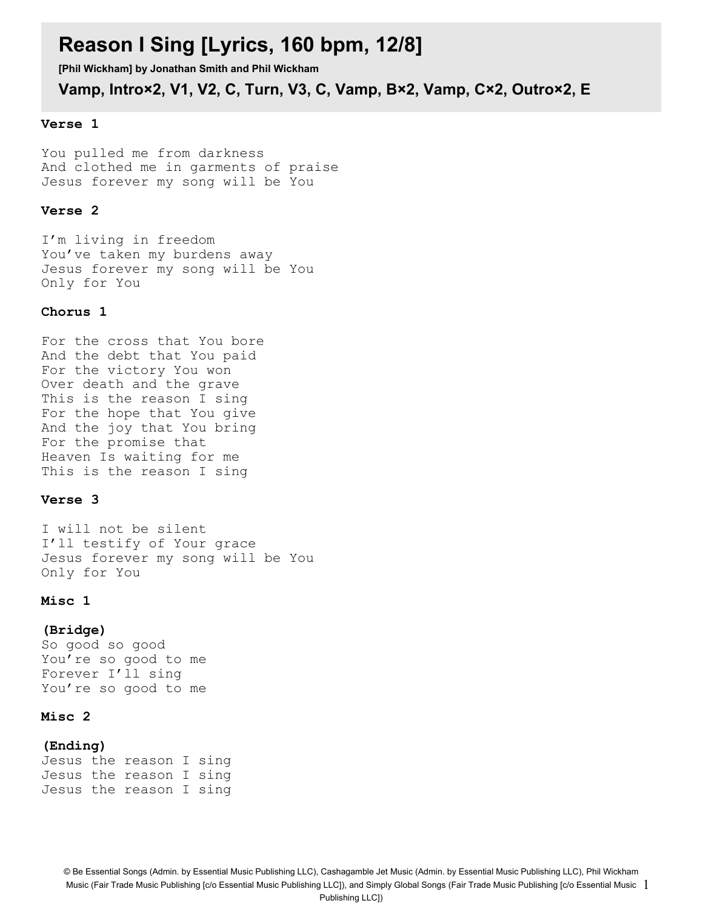# Reason I Sing [Lyrics, 160 bpm, 12/8]

**[Phil Wickham] by Jonathan Smith and Phil Wickham**

**Vamp, Intro×2, V1, V2, C, Turn, V3, C, Vamp, B×2, Vamp, C×2, Outro×2, E**

### Verse 1

You pulled me from darkness
And clothed me in garments of praise
Jesus forever my song will be You

### Verse 2

I'm living in freedom
You've taken my burdens away
Jesus forever my song will be You
Only for You

### Chorus 1

For the cross that You bore
And the debt that You paid
For the victory You won
Over death and the grave
This is the reason I sing
For the hope that You give
And the joy that You bring
For the promise that
Heaven Is waiting for me
This is the reason I sing

### Verse 3

I will not be silent
I'll testify of Your grace
Jesus forever my song will be You
Only for You

### Misc 1

**(Bridge)**
So good so good
You're so good to me
Forever I'll sing
You're so good to me

### Misc 2

**(Ending)**
Jesus the reason I sing
Jesus the reason I sing
Jesus the reason I sing

© Be Essential Songs (Admin. by Essential Music Publishing LLC), Cashagamble Jet Music (Admin. by Essential Music Publishing LLC), Phil Wickham Music (Fair Trade Music Publishing [c/o Essential Music Publishing LLC]), and Simply Global Songs (Fair Trade Music Publishing [c/o Essential Music Publishing LLC])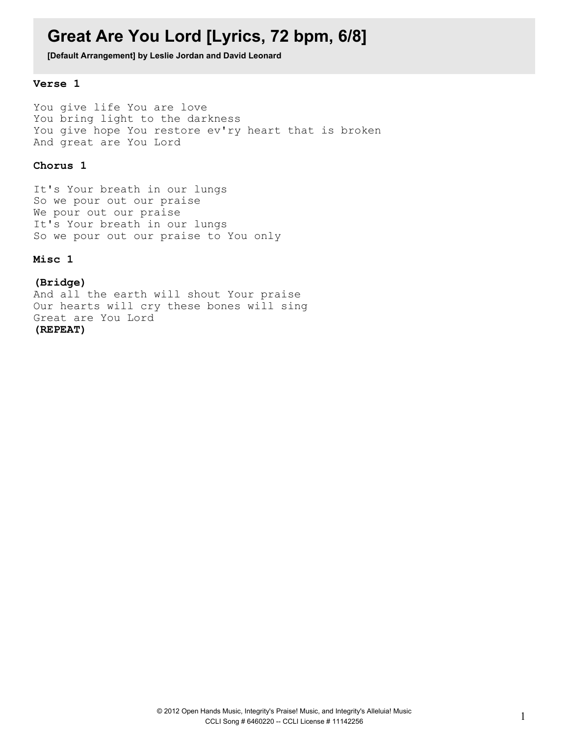# Great Are You Lord [Lyrics, 72 bpm, 6/8]

**[Default Arrangement] by Leslie Jordan and David Leonard**

### Verse 1

You give life You are love
You bring light to the darkness
You give hope You restore ev'ry heart that is broken
And great are You Lord

### Chorus 1

It's Your breath in our lungs
So we pour out our praise
We pour out our praise
It's Your breath in our lungs
So we pour out our praise to You only

### Misc 1

**(Bridge)**
And all the earth will shout Your praise
Our hearts will cry these bones will sing
Great are You Lord
**(REPEAT)**

© 2012 Open Hands Music, Integrity's Praise! Music, and Integrity's Alleluia! Music
CCLI Song # 6460220 -- CCLI License # 11142256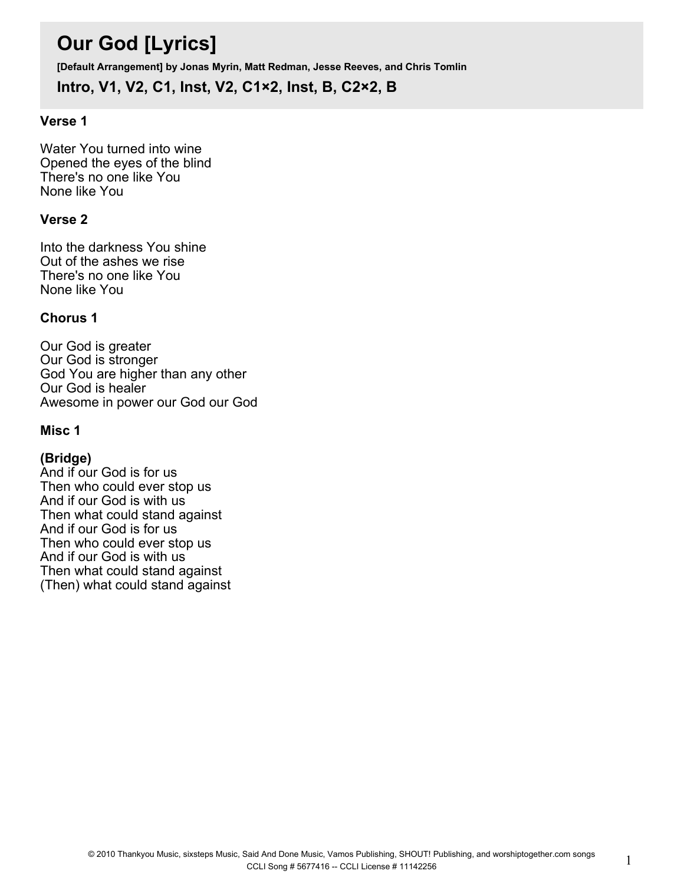# Our God [Lyrics]

**[Default Arrangement] by Jonas Myrin, Matt Redman, Jesse Reeves, and Chris Tomlin**

## Intro, V1, V2, C1, Inst, V2, C1×2, Inst, B, C2×2, B

### Verse 1

Water You turned into wine
Opened the eyes of the blind
There's no one like You
None like You

### Verse 2

Into the darkness You shine
Out of the ashes we rise
There's no one like You
None like You

### Chorus 1

Our God is greater
Our God is stronger
God You are higher than any other
Our God is healer
Awesome in power our God our God

### Misc 1

**(Bridge)**
And if our God is for us
Then who could ever stop us
And if our God is with us
Then what could stand against
And if our God is for us
Then who could ever stop us
And if our God is with us
Then what could stand against
(Then) what could stand against

© 2010 Thankyou Music, sixsteps Music, Said And Done Music, Vamos Publishing, SHOUT! Publishing, and worshiptogether.com songs
CCLI Song # 5677416 -- CCLI License # 11142256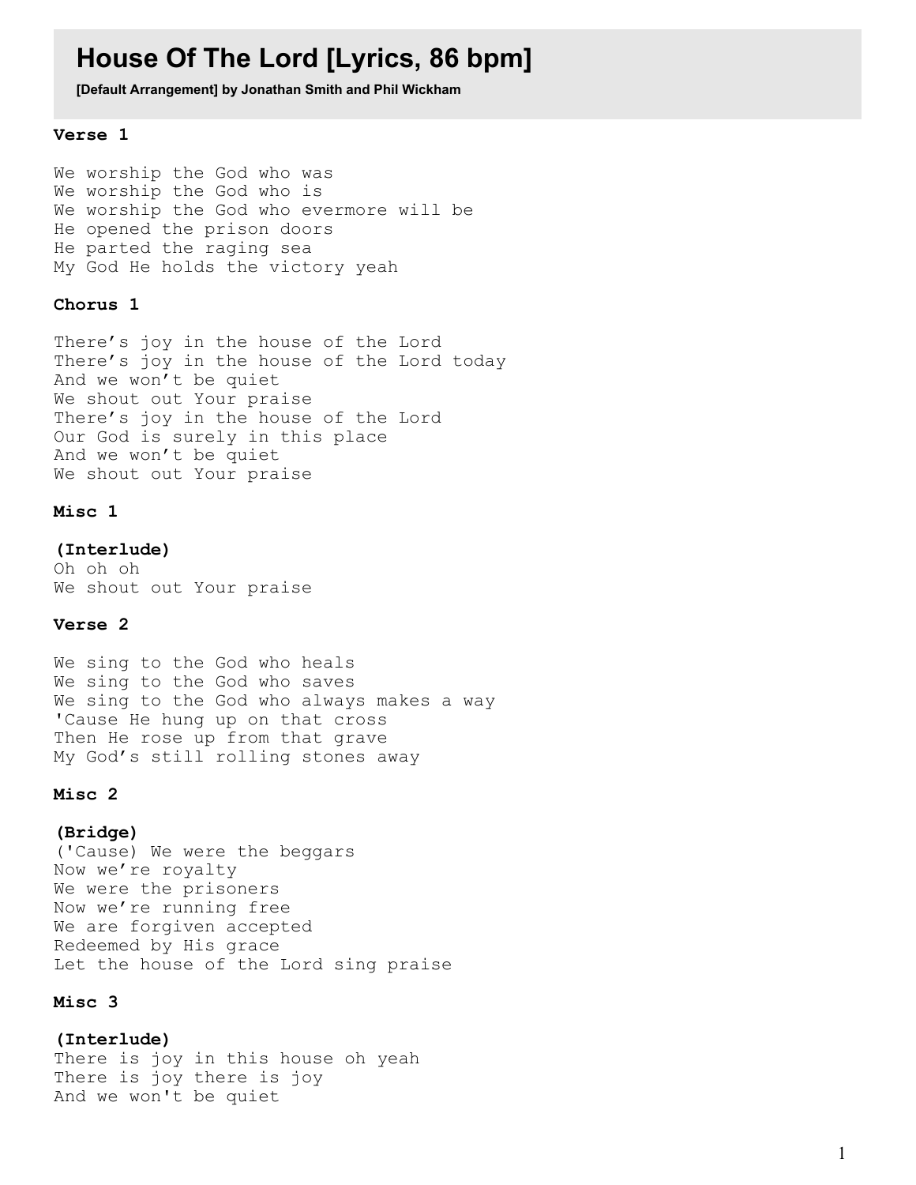# House Of The Lord [Lyrics, 86 bpm]

**[Default Arrangement] by Jonathan Smith and Phil Wickham**

**Verse 1**

We worship the God who was
We worship the God who is
We worship the God who evermore will be
He opened the prison doors
He parted the raging sea
My God He holds the victory yeah

**Chorus 1**

There’s joy in the house of the Lord
There’s joy in the house of the Lord today
And we won’t be quiet
We shout out Your praise
There’s joy in the house of the Lord
Our God is surely in this place
And we won’t be quiet
We shout out Your praise

**Misc 1**

**(Interlude)**
Oh oh oh
We shout out Your praise

**Verse 2**

We sing to the God who heals
We sing to the God who saves
We sing to the God who always makes a way
'Cause He hung up on that cross
Then He rose up from that grave
My God’s still rolling stones away

**Misc 2**

**(Bridge)**
('Cause) We were the beggars
Now we’re royalty
We were the prisoners
Now we’re running free
We are forgiven accepted
Redeemed by His grace
Let the house of the Lord sing praise

**Misc 3**

**(Interlude)**
There is joy in this house oh yeah
There is joy there is joy
And we won't be quiet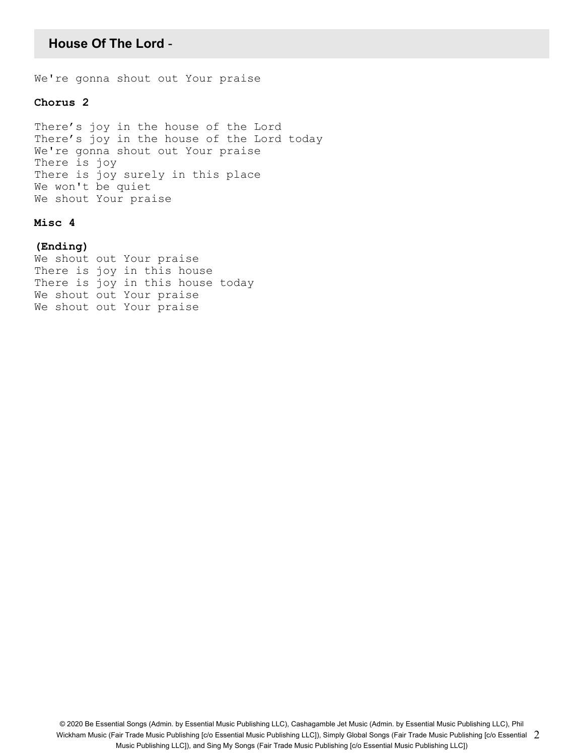We're gonna shout out Your praise

**Chorus 2**

There's joy in the house of the Lord
There's joy in the house of the Lord today
We're gonna shout out Your praise
There is joy
There is joy surely in this place
We won't be quiet
We shout Your praise

**Misc 4**

**(Ending)**
We shout out Your praise
There is joy in this house
There is joy in this house today
We shout out Your praise
We shout out Your praise

© 2020 Be Essential Songs (Admin. by Essential Music Publishing LLC), Cashagamble Jet Music (Admin. by Essential Music Publishing LLC), Phil Wickham Music (Fair Trade Music Publishing [c/o Essential Music Publishing LLC]), Simply Global Songs (Fair Trade Music Publishing [c/o Essential Music Publishing LLC]), and Sing My Songs (Fair Trade Music Publishing [c/o Essential Music Publishing LLC])